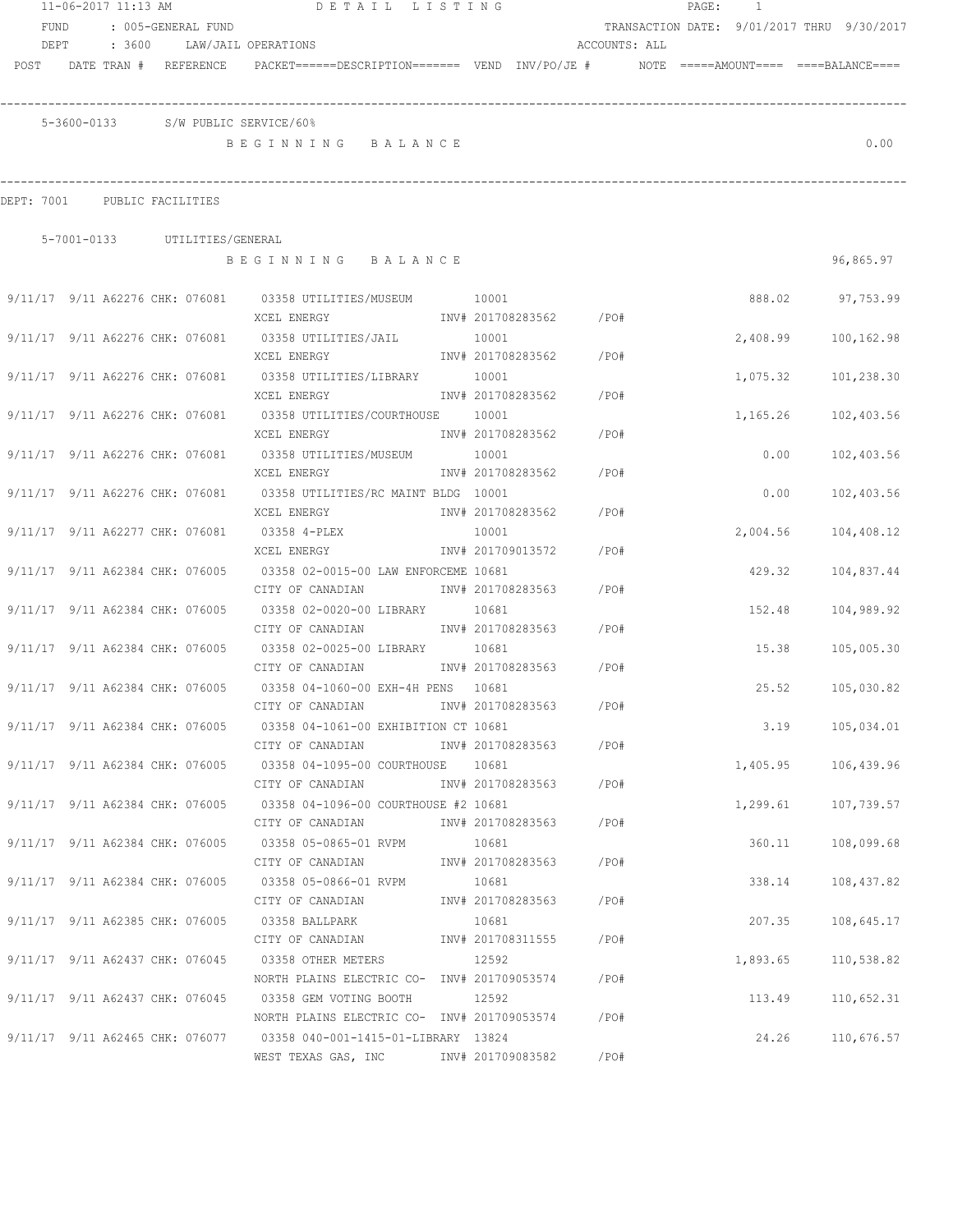11-06-2017 11:13 AM DETAIL LISTING

FUND : 005-GENERAL FUND TRANSACTION DATE: 9/01/2017 THRU 9/30/2017

DEPT : 3600 LAW/JAIL OPERATIONS ACCOUNTS: ALL

POST DATE TRAN # REFERENCE PACKET======DESCRIPTION======= VEND INV/PO/JE # NOTE =====AMOUNT==== ====BALANCE====

5-3600-0133 S/W PUBLIC SERVICE/60%

B E G I N N I N G B A L A N C E 0.00

DEPT: 7001 PUBLIC FACILITIES

5-7001-0133 UTILITIES/GENERAL

B E G I N N I N G B A L A N C E 96,865.97

| POST | DATE | TRAN # | REFERENCE | PACKET | DESCRIPTION | VEND | INV/PO/JE # | NOTE | AMOUNT | BALANCE |
|---|---|---|---|---|---|---|---|---|---|---|
| 9/11/17 | 9/11 | A62276 | CHK: 076081 | 03358 | UTILITIES/MUSEUM<br>XCEL ENERGY | 10001 | INV# 201708283562 /PO# | | 888.02 | 97,753.99 |
| 9/11/17 | 9/11 | A62276 | CHK: 076081 | 03358 | UTILITIES/JAIL<br>XCEL ENERGY | 10001 | INV# 201708283562 /PO# | | 2,408.99 | 100,162.98 |
| 9/11/17 | 9/11 | A62276 | CHK: 076081 | 03358 | UTILITIES/LIBRARY<br>XCEL ENERGY | 10001 | INV# 201708283562 /PO# | | 1,075.32 | 101,238.30 |
| 9/11/17 | 9/11 | A62276 | CHK: 076081 | 03358 | UTILITIES/COURTHOUSE<br>XCEL ENERGY | 10001 | INV# 201708283562 /PO# | | 1,165.26 | 102,403.56 |
| 9/11/17 | 9/11 | A62276 | CHK: 076081 | 03358 | UTILITIES/MUSEUM<br>XCEL ENERGY | 10001 | INV# 201708283562 /PO# | | 0.00 | 102,403.56 |
| 9/11/17 | 9/11 | A62276 | CHK: 076081 | 03358 | UTILITIES/RC MAINT BLDG<br>XCEL ENERGY | 10001 | INV# 201708283562 /PO# | | 0.00 | 102,403.56 |
| 9/11/17 | 9/11 | A62277 | CHK: 076081 | 03358 | 4-PLEX<br>XCEL ENERGY | 10001 | INV# 201709013572 /PO# | | 2,004.56 | 104,408.12 |
| 9/11/17 | 9/11 | A62384 | CHK: 076005 | 03358 | 02-0015-00 LAW ENFORCEME<br>CITY OF CANADIAN | 10681 | INV# 201708283563 /PO# | | 429.32 | 104,837.44 |
| 9/11/17 | 9/11 | A62384 | CHK: 076005 | 03358 | 02-0020-00 LIBRARY<br>CITY OF CANADIAN | 10681 | INV# 201708283563 /PO# | | 152.48 | 104,989.92 |
| 9/11/17 | 9/11 | A62384 | CHK: 076005 | 03358 | 02-0025-00 LIBRARY<br>CITY OF CANADIAN | 10681 | INV# 201708283563 /PO# | | 15.38 | 105,005.30 |
| 9/11/17 | 9/11 | A62384 | CHK: 076005 | 03358 | 04-1060-00 EXH-4H PENS<br>CITY OF CANADIAN | 10681 | INV# 201708283563 /PO# | | 25.52 | 105,030.82 |
| 9/11/17 | 9/11 | A62384 | CHK: 076005 | 03358 | 04-1061-00 EXHIBITION CT<br>CITY OF CANADIAN | 10681 | INV# 201708283563 /PO# | | 3.19 | 105,034.01 |
| 9/11/17 | 9/11 | A62384 | CHK: 076005 | 03358 | 04-1095-00 COURTHOUSE<br>CITY OF CANADIAN | 10681 | INV# 201708283563 /PO# | | 1,405.95 | 106,439.96 |
| 9/11/17 | 9/11 | A62384 | CHK: 076005 | 03358 | 04-1096-00 COURTHOUSE #2<br>CITY OF CANADIAN | 10681 | INV# 201708283563 /PO# | | 1,299.61 | 107,739.57 |
| 9/11/17 | 9/11 | A62384 | CHK: 076005 | 03358 | 05-0865-01 RVPM<br>CITY OF CANADIAN | 10681 | INV# 201708283563 /PO# | | 360.11 | 108,099.68 |
| 9/11/17 | 9/11 | A62384 | CHK: 076005 | 03358 | 05-0866-01 RVPM<br>CITY OF CANADIAN | 10681 | INV# 201708283563 /PO# | | 338.14 | 108,437.82 |
| 9/11/17 | 9/11 | A62385 | CHK: 076005 | 03358 | BALLPARK<br>CITY OF CANADIAN | 10681 | INV# 201708311555 /PO# | | 207.35 | 108,645.17 |
| 9/11/17 | 9/11 | A62437 | CHK: 076045 | 03358 | OTHER METERS<br>NORTH PLAINS ELECTRIC CO- | 12592 | INV# 201709053574 /PO# | | 1,893.65 | 110,538.82 |
| 9/11/17 | 9/11 | A62437 | CHK: 076045 | 03358 | GEM VOTING BOOTH<br>NORTH PLAINS ELECTRIC CO- | 12592 | INV# 201709053574 /PO# | | 113.49 | 110,652.31 |
| 9/11/17 | 9/11 | A62465 | CHK: 076077 | 03358 | 040-001-1415-01-LIBRARY<br>WEST TEXAS GAS, INC | 13824 | INV# 201709083582 /PO# | | 24.26 | 110,676.57 |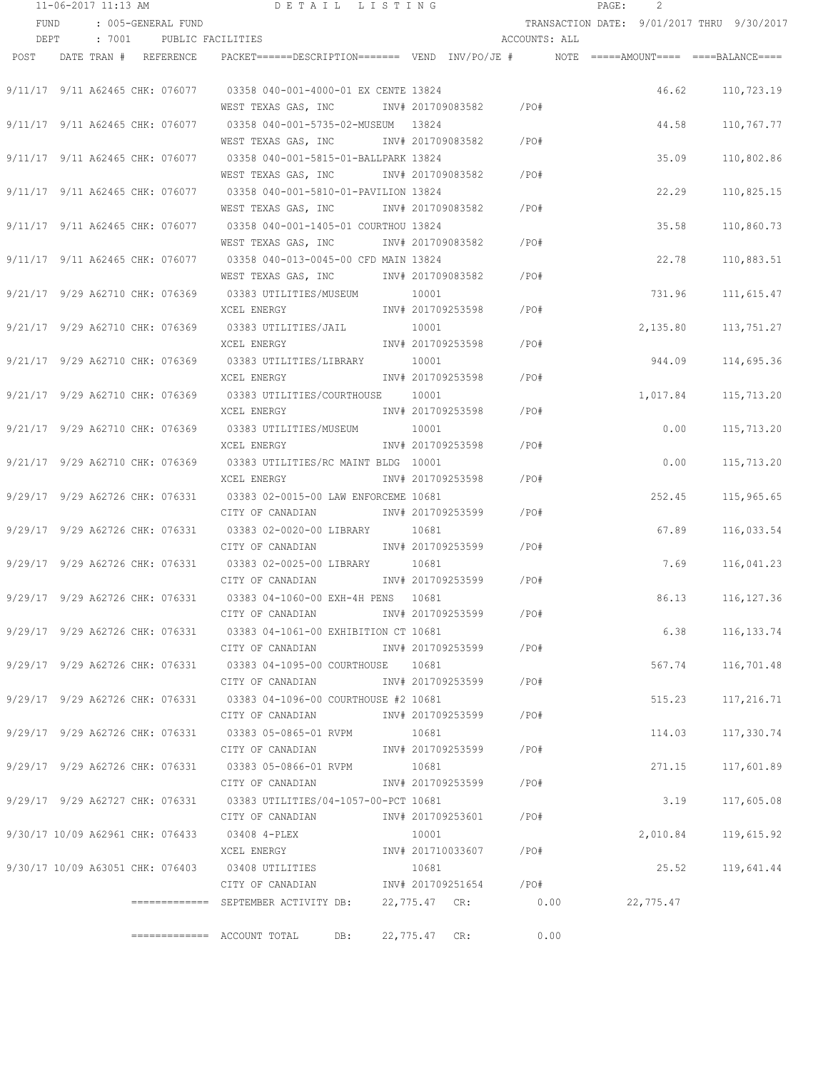11-06-2017 11:13 AM DETAIL LISTING

FUND : 005-GENERAL FUND TRANSACTION DATE: 9/01/2017 THRU 9/30/2017

DEPT : 7001 PUBLIC FACILITIES ACCOUNTS: ALL

| POST | DATE | TRAN # | REFERENCE | PACKET | DESCRIPTION | VEND | INV/PO/JE # | NOTE | AMOUNT | BALANCE |
|---|---|---|---|---|---|---|---|---|---|---|
| 9/11/17 | 9/11 | A62465 | CHK: 076077 | 03358 | 040-001-4000-01 EX CENTE | 13824 | | | 46.62 | 110,723.19 |
| | | | | | WEST TEXAS GAS, INC | | INV# 201709083582 /PO# | | | |
| 9/11/17 | 9/11 | A62465 | CHK: 076077 | 03358 | 040-001-5735-02-MUSEUM | 13824 | | | 44.58 | 110,767.77 |
| | | | | | WEST TEXAS GAS, INC | | INV# 201709083582 /PO# | | | |
| 9/11/17 | 9/11 | A62465 | CHK: 076077 | 03358 | 040-001-5815-01-BALLPARK | 13824 | | | 35.09 | 110,802.86 |
| | | | | | WEST TEXAS GAS, INC | | INV# 201709083582 /PO# | | | |
| 9/11/17 | 9/11 | A62465 | CHK: 076077 | 03358 | 040-001-5810-01-PAVILION | 13824 | | | 22.29 | 110,825.15 |
| | | | | | WEST TEXAS GAS, INC | | INV# 201709083582 /PO# | | | |
| 9/11/17 | 9/11 | A62465 | CHK: 076077 | 03358 | 040-001-1405-01 COURTHOU | 13824 | | | 35.58 | 110,860.73 |
| | | | | | WEST TEXAS GAS, INC | | INV# 201709083582 /PO# | | | |
| 9/11/17 | 9/11 | A62465 | CHK: 076077 | 03358 | 040-013-0045-00 CFD MAIN | 13824 | | | 22.78 | 110,883.51 |
| | | | | | WEST TEXAS GAS, INC | | INV# 201709083582 /PO# | | | |
| 9/21/17 | 9/29 | A62710 | CHK: 076369 | 03383 | UTILITIES/MUSEUM | 10001 | | | 731.96 | 111,615.47 |
| | | | | | XCEL ENERGY | | INV# 201709253598 /PO# | | | |
| 9/21/17 | 9/29 | A62710 | CHK: 076369 | 03383 | UTILITIES/JAIL | 10001 | | | 2,135.80 | 113,751.27 |
| | | | | | XCEL ENERGY | | INV# 201709253598 /PO# | | | |
| 9/21/17 | 9/29 | A62710 | CHK: 076369 | 03383 | UTILITIES/LIBRARY | 10001 | | | 944.09 | 114,695.36 |
| | | | | | XCEL ENERGY | | INV# 201709253598 /PO# | | | |
| 9/21/17 | 9/29 | A62710 | CHK: 076369 | 03383 | UTILITIES/COURTHOUSE | 10001 | | | 1,017.84 | 115,713.20 |
| | | | | | XCEL ENERGY | | INV# 201709253598 /PO# | | | |
| 9/21/17 | 9/29 | A62710 | CHK: 076369 | 03383 | UTILITIES/MUSEUM | 10001 | | | 0.00 | 115,713.20 |
| | | | | | XCEL ENERGY | | INV# 201709253598 /PO# | | | |
| 9/21/17 | 9/29 | A62710 | CHK: 076369 | 03383 | UTILITIES/RC MAINT BLDG | 10001 | | | 0.00 | 115,713.20 |
| | | | | | XCEL ENERGY | | INV# 201709253598 /PO# | | | |
| 9/29/17 | 9/29 | A62726 | CHK: 076331 | 03383 | 02-0015-00 LAW ENFORCEME | 10681 | | | 252.45 | 115,965.65 |
| | | | | | CITY OF CANADIAN | | INV# 201709253599 /PO# | | | |
| 9/29/17 | 9/29 | A62726 | CHK: 076331 | 03383 | 02-0020-00 LIBRARY | 10681 | | | 67.89 | 116,033.54 |
| | | | | | CITY OF CANADIAN | | INV# 201709253599 /PO# | | | |
| 9/29/17 | 9/29 | A62726 | CHK: 076331 | 03383 | 02-0025-00 LIBRARY | 10681 | | | 7.69 | 116,041.23 |
| | | | | | CITY OF CANADIAN | | INV# 201709253599 /PO# | | | |
| 9/29/17 | 9/29 | A62726 | CHK: 076331 | 03383 | 04-1060-00 EXH-4H PENS | 10681 | | | 86.13 | 116,127.36 |
| | | | | | CITY OF CANADIAN | | INV# 201709253599 /PO# | | | |
| 9/29/17 | 9/29 | A62726 | CHK: 076331 | 03383 | 04-1061-00 EXHIBITION CT | 10681 | | | 6.38 | 116,133.74 |
| | | | | | CITY OF CANADIAN | | INV# 201709253599 /PO# | | | |
| 9/29/17 | 9/29 | A62726 | CHK: 076331 | 03383 | 04-1095-00 COURTHOUSE | 10681 | | | 567.74 | 116,701.48 |
| | | | | | CITY OF CANADIAN | | INV# 201709253599 /PO# | | | |
| 9/29/17 | 9/29 | A62726 | CHK: 076331 | 03383 | 04-1096-00 COURTHOUSE #2 | 10681 | | | 515.23 | 117,216.71 |
| | | | | | CITY OF CANADIAN | | INV# 201709253599 /PO# | | | |
| 9/29/17 | 9/29 | A62726 | CHK: 076331 | 03383 | 05-0865-01 RVPM | 10681 | | | 114.03 | 117,330.74 |
| | | | | | CITY OF CANADIAN | | INV# 201709253599 /PO# | | | |
| 9/29/17 | 9/29 | A62726 | CHK: 076331 | 03383 | 05-0866-01 RVPM | 10681 | | | 271.15 | 117,601.89 |
| | | | | | CITY OF CANADIAN | | INV# 201709253599 /PO# | | | |
| 9/29/17 | 9/29 | A62727 | CHK: 076331 | 03383 | UTILITIES/04-1057-00-PCT | 10681 | | | 3.19 | 117,605.08 |
| | | | | | CITY OF CANADIAN | | INV# 201709253601 /PO# | | | |
| 9/30/17 | 10/09 | A62961 | CHK: 076433 | 03408 | 4-PLEX | 10001 | | | 2,010.84 | 119,615.92 |
| | | | | | XCEL ENERGY | | INV# 201710033607 /PO# | | | |
| 9/30/17 | 10/09 | A63051 | CHK: 076403 | 03408 | UTILITIES | 10681 | | | 25.52 | 119,641.44 |
| | | | | | CITY OF CANADIAN | | INV# 201709251654 /PO# | | | |

============= SEPTEMBER ACTIVITY DB: 22,775.47 CR: 0.00 22,775.47

============= ACCOUNT TOTAL DB: 22,775.47 CR: 0.00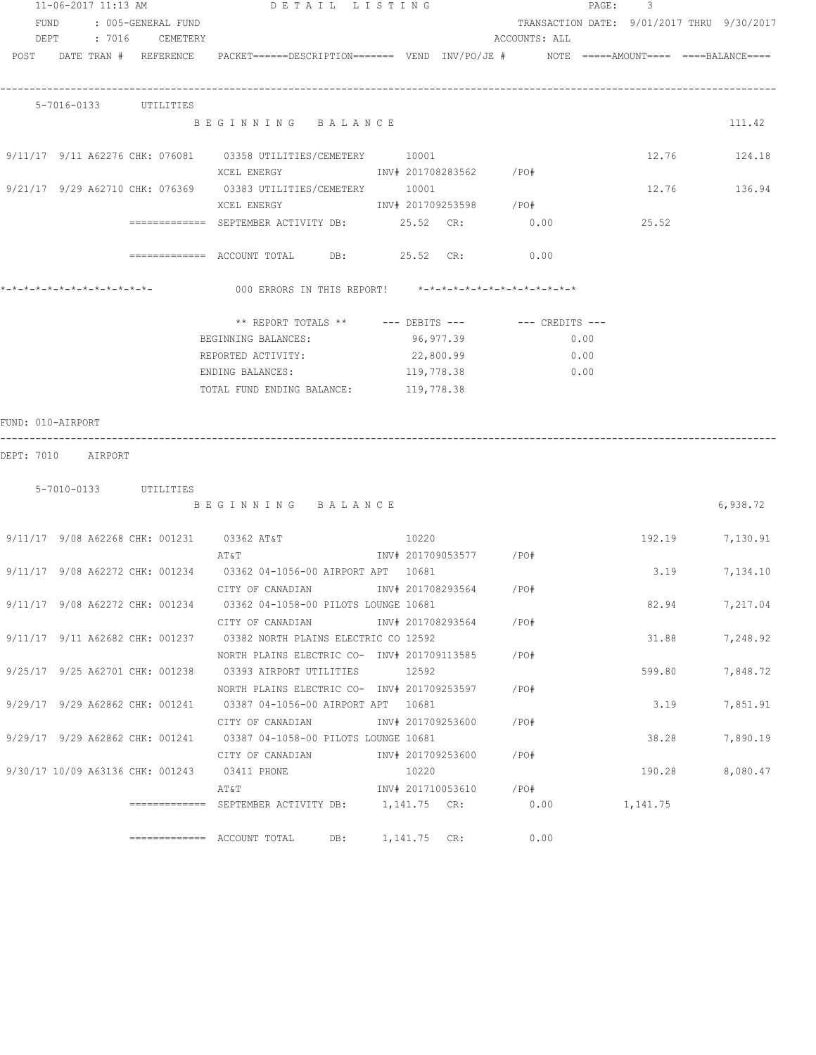11-06-2017 11:13 AM — DETAIL LISTING

FUND : 005-GENERAL FUND — TRANSACTION DATE: 9/01/2017 THRU 9/30/2017
DEPT : 7016 CEMETERY — ACCOUNTS: ALL

```
POST    DATE TRAN #  REFERENCE   PACKET======DESCRIPTION=======  VEND  INV/PO/JE #       NOTE  =====AMOUNT====  ====BALANCE====
-----------------------------------------------------------------------------------------------------------------------------

    5-7016-0133       UTILITIES
                                B E G I N N I N G   B A L A N C E                                                      111.42

 9/11/17  9/11 A62276 CHK: 076081    03358 UTILITIES/CEMETERY       10001                                12.76          124.18
                                     XCEL ENERGY              INV# 201708283562     /PO#
 9/21/17  9/29 A62710 CHK: 076369    03383 UTILITIES/CEMETERY       10001                                12.76          136.94
                                     XCEL ENERGY              INV# 201709253598     /PO#
                    ============= SEPTEMBER ACTIVITY DB:        25.52  CR:            0.00              25.52

                    ============= ACCOUNT TOTAL     DB:        25.52  CR:            0.00

*-*-*-*-*-*-*-*-*-*-*-*-*-              000 ERRORS IN THIS REPORT!    *-*-*-*-*-*-*-*-*-*-*-*-*-*

                          ** REPORT TOTALS **       --- DEBITS ---          --- CREDITS ---
                          BEGINNING BALANCES:            96,977.39                  0.00
                          REPORTED ACTIVITY:             22,800.99                  0.00
                          ENDING BALANCES:              119,778.38                  0.00
                          TOTAL FUND ENDING BALANCE:    119,778.38

FUND: 010-AIRPORT
-----------------------------------------------------------------------------------------------------------------------------
DEPT: 7010    AIRPORT

    5-7010-0133       UTILITIES
                                B E G I N N I N G   B A L A N C E                                                    6,938.72

 9/11/17  9/08 A62268 CHK: 001231    03362 AT&T                     10220                               192.19        7,130.91
                                     AT&T                     INV# 201709053577     /PO#
 9/11/17  9/08 A62272 CHK: 001234    03362 04-1056-00 AIRPORT APT   10681                                 3.19        7,134.10
                                     CITY OF CANADIAN         INV# 201708293564     /PO#
 9/11/17  9/08 A62272 CHK: 001234    03362 04-1058-00 PILOTS LOUNGE 10681                                82.94        7,217.04
                                     CITY OF CANADIAN         INV# 201708293564     /PO#
 9/11/17  9/11 A62682 CHK: 001237    03382 NORTH PLAINS ELECTRIC CO 12592                                31.88        7,248.92
                                     NORTH PLAINS ELECTRIC CO- INV# 201709113585    /PO#
 9/25/17  9/25 A62701 CHK: 001238    03393 AIRPORT UTILITIES        12592                               599.80        7,848.72
                                     NORTH PLAINS ELECTRIC CO- INV# 201709253597    /PO#
 9/29/17  9/29 A62862 CHK: 001241    03387 04-1056-00 AIRPORT APT   10681                                 3.19        7,851.91
                                     CITY OF CANADIAN         INV# 201709253600     /PO#
 9/29/17  9/29 A62862 CHK: 001241    03387 04-1058-00 PILOTS LOUNGE 10681                                38.28        7,890.19
                                     CITY OF CANADIAN         INV# 201709253600     /PO#
 9/30/17 10/09 A63136 CHK: 001243    03411 PHONE                    10220                               190.28        8,080.47
                                     AT&T                     INV# 201710053610     /PO#
                    ============= SEPTEMBER ACTIVITY DB:     1,141.75  CR:            0.00           1,141.75

                    ============= ACCOUNT TOTAL     DB:     1,141.75  CR:            0.00
```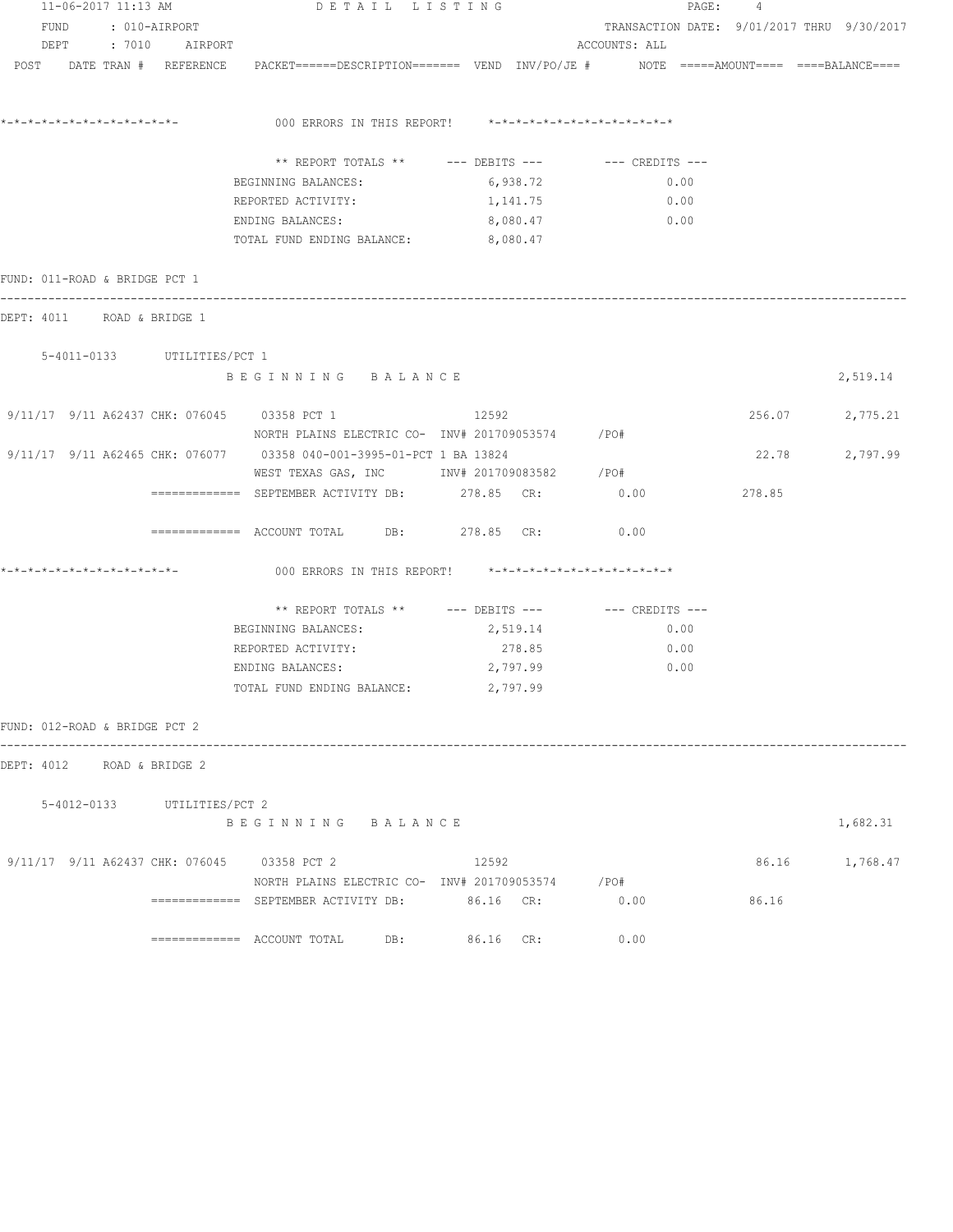11-06-2017 11:13 AM DETAIL LISTING

FUND : 010-AIRPORT TRANSACTION DATE: 9/01/2017 THRU 9/30/2017

DEPT : 7010 AIRPORT ACCOUNTS: ALL

POST DATE TRAN # REFERENCE PACKET======DESCRIPTION======= VEND INV/PO/JE # NOTE =====AMOUNT==== ====BALANCE====

*-*-*-*-*-*-*-*-*-*-*-*-*-*- 000 ERRORS IN THIS REPORT! *-*-*-*-*-*-*-*-*-*-*-*-*-*

| ** REPORT TOTALS ** | --- DEBITS --- | --- CREDITS --- |
|---|---|---|
| BEGINNING BALANCES: | 6,938.72 | 0.00 |
| REPORTED ACTIVITY: | 1,141.75 | 0.00 |
| ENDING BALANCES: | 8,080.47 | 0.00 |
| TOTAL FUND ENDING BALANCE: | 8,080.47 | |

FUND: 011-ROAD & BRIDGE PCT 1

DEPT: 4011 ROAD & BRIDGE 1

5-4011-0133 UTILITIES/PCT 1

B E G I N N I N G B A L A N C E 2,519.14

```
9/11/17  9/11 A62437 CHK: 076045    03358 PCT 1                       12592                                    256.07        2,775.21
                                    NORTH PLAINS ELECTRIC CO-  INV# 201709053574     /PO#
9/11/17  9/11 A62465 CHK: 076077    03358 040-001-3995-01-PCT 1 BA 13824                                        22.78        2,797.99
                                    WEST TEXAS GAS, INC        INV# 201709083582     /PO#
              =============  SEPTEMBER ACTIVITY DB:      278.85  CR:        0.00          278.85

              =============  ACCOUNT TOTAL     DB:      278.85  CR:        0.00
```

*-*-*-*-*-*-*-*-*-*-*-*-*-*- 000 ERRORS IN THIS REPORT! *-*-*-*-*-*-*-*-*-*-*-*-*-*

| ** REPORT TOTALS ** | --- DEBITS --- | --- CREDITS --- |
|---|---|---|
| BEGINNING BALANCES: | 2,519.14 | 0.00 |
| REPORTED ACTIVITY: | 278.85 | 0.00 |
| ENDING BALANCES: | 2,797.99 | 0.00 |
| TOTAL FUND ENDING BALANCE: | 2,797.99 | |

FUND: 012-ROAD & BRIDGE PCT 2

DEPT: 4012 ROAD & BRIDGE 2

5-4012-0133 UTILITIES/PCT 2

B E G I N N I N G B A L A N C E 1,682.31

```
9/11/17  9/11 A62437 CHK: 076045    03358 PCT 2                       12592                                     86.16        1,768.47
                                    NORTH PLAINS ELECTRIC CO-  INV# 201709053574     /PO#
              =============  SEPTEMBER ACTIVITY DB:       86.16  CR:        0.00           86.16

              =============  ACCOUNT TOTAL     DB:       86.16  CR:        0.00
```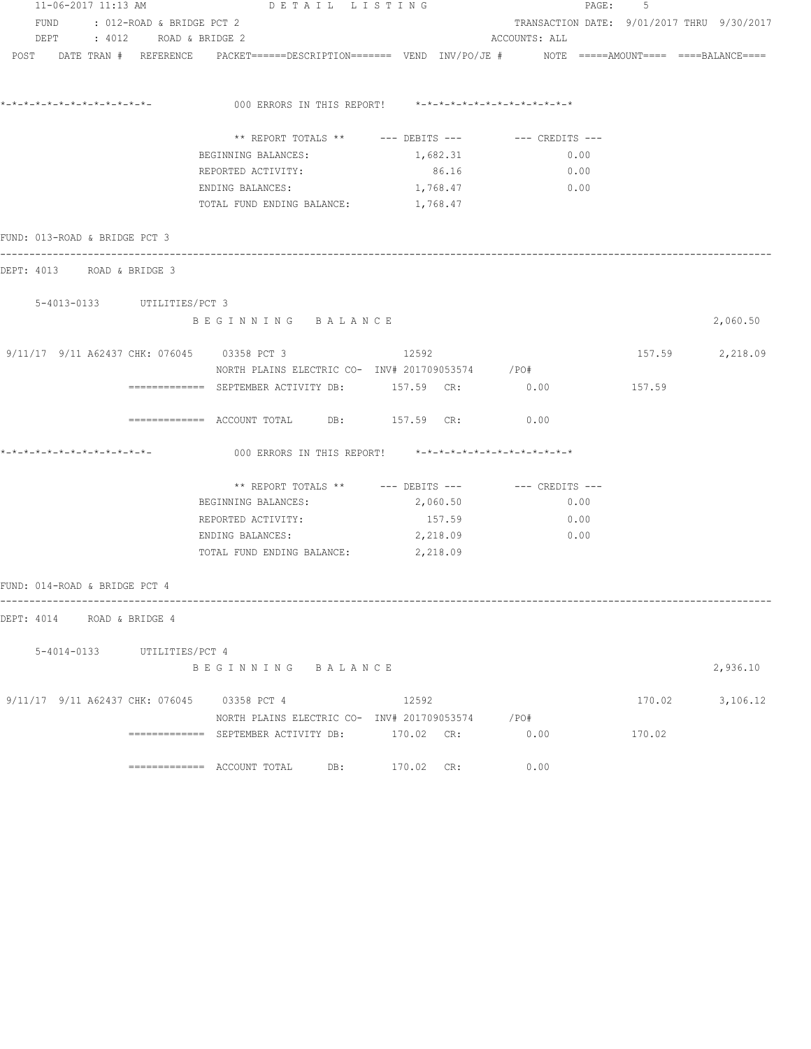```
11-06-2017 11:13 AM                    D E T A I L   L I S T I N G                              PAGE:    5
    FUND     : 012-ROAD & BRIDGE PCT 2                                          TRANSACTION DATE: 9/01/2017 THRU  9/30/2017
    DEPT     : 4012     ROAD & BRIDGE 2                                         ACCOUNTS: ALL
 POST    DATE TRAN #  REFERENCE    PACKET======DESCRIPTION======= VEND  INV/PO/JE #      NOTE =====AMOUNT==== ====BALANCE====


*-*-*-*-*-*-*-*-*-*-*-*-*-*-             000 ERRORS IN THIS REPORT!    *-*-*-*-*-*-*-*-*-*-*-*-*-*-*

                              ** REPORT TOTALS **      --- DEBITS ---         --- CREDITS ---
                           BEGINNING BALANCES:                1,682.31                  0.00
                           REPORTED ACTIVITY:                    86.16                  0.00
                           ENDING BALANCES:                   1,768.47                  0.00
                           TOTAL FUND ENDING BALANCE:         1,768.47

FUND: 013-ROAD & BRIDGE PCT 3
----------------------------------------------------------------------------------------------------------------------------
DEPT: 4013     ROAD & BRIDGE 3

     5-4013-0133       UTILITIES/PCT 3
                           B E G I N N I N G    B A L A N C E                                                      2,060.50

 9/11/17  9/11 A62437 CHK: 076045    03358 PCT 3                  12592                                  157.59      2,218.09
                           NORTH PLAINS ELECTRIC CO-  INV# 201709053574      /PO#
              =============  SEPTEMBER ACTIVITY DB:       157.59  CR:           0.00             157.59

              =============  ACCOUNT TOTAL      DB:       157.59  CR:           0.00

*-*-*-*-*-*-*-*-*-*-*-*-*-*-             000 ERRORS IN THIS REPORT!    *-*-*-*-*-*-*-*-*-*-*-*-*-*-*

                              ** REPORT TOTALS **      --- DEBITS ---         --- CREDITS ---
                           BEGINNING BALANCES:                2,060.50                  0.00
                           REPORTED ACTIVITY:                   157.59                  0.00
                           ENDING BALANCES:                   2,218.09                  0.00
                           TOTAL FUND ENDING BALANCE:         2,218.09

FUND: 014-ROAD & BRIDGE PCT 4
----------------------------------------------------------------------------------------------------------------------------
DEPT: 4014     ROAD & BRIDGE 4

     5-4014-0133       UTILITIES/PCT 4
                           B E G I N N I N G    B A L A N C E                                                      2,936.10

 9/11/17  9/11 A62437 CHK: 076045    03358 PCT 4                  12592                                  170.02      3,106.12
                           NORTH PLAINS ELECTRIC CO-  INV# 201709053574      /PO#
              =============  SEPTEMBER ACTIVITY DB:       170.02  CR:           0.00             170.02

              =============  ACCOUNT TOTAL      DB:       170.02  CR:           0.00
```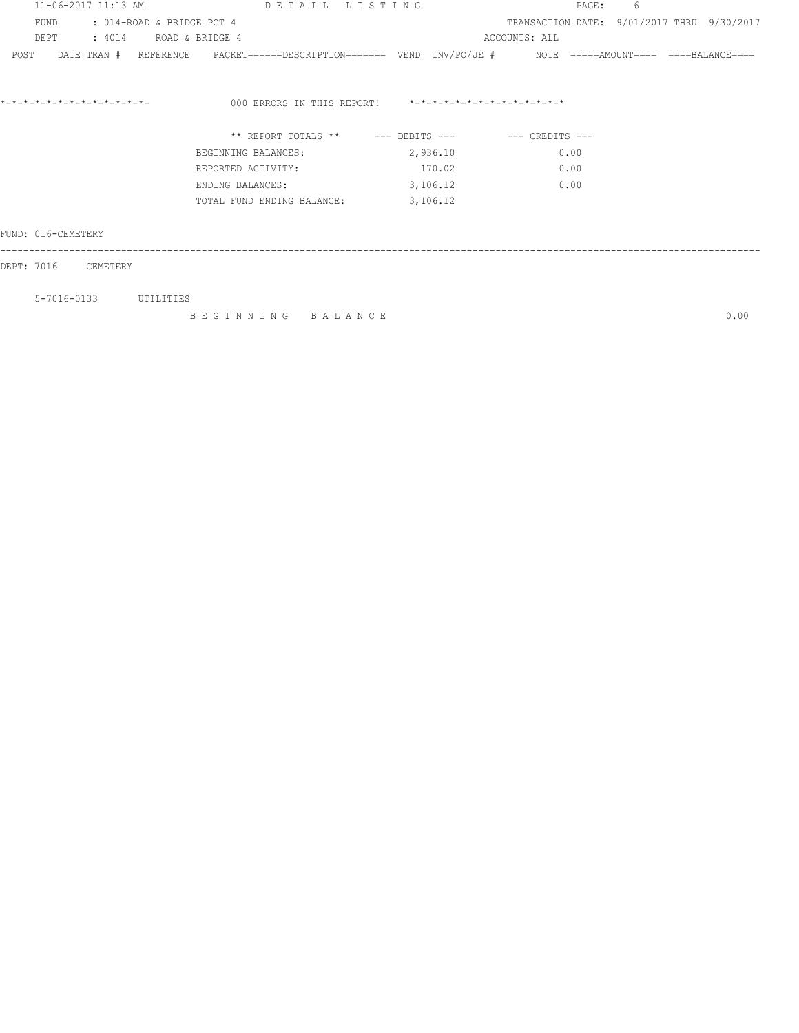FUND : 014-ROAD & BRIDGE PCT 4
DEPT : 4014 ROAD & BRIDGE 4

DETAIL LISTING

TRANSACTION DATE: 9/01/2017 THRU 9/30/2017
ACCOUNTS: ALL

POST DATE TRAN # REFERENCE PACKET======DESCRIPTION======= VEND INV/PO/JE # NOTE =====AMOUNT==== ====BALANCE====

*-*-*-*-*-*-*-*-*-*-*-*-*-*- 000 ERRORS IN THIS REPORT! *-*-*-*-*-*-*-*-*-*-*-*-*-*

| ** REPORT TOTALS ** | --- DEBITS --- | --- CREDITS --- |
|---|---|---|
| BEGINNING BALANCES: | 2,936.10 | 0.00 |
| REPORTED ACTIVITY: | 170.02 | 0.00 |
| ENDING BALANCES: | 3,106.12 | 0.00 |
| TOTAL FUND ENDING BALANCE: | 3,106.12 | |

FUND: 016-CEMETERY

DEPT: 7016 CEMETERY

5-7016-0133 UTILITIES

B E G I N N I N G B A L A N C E 0.00